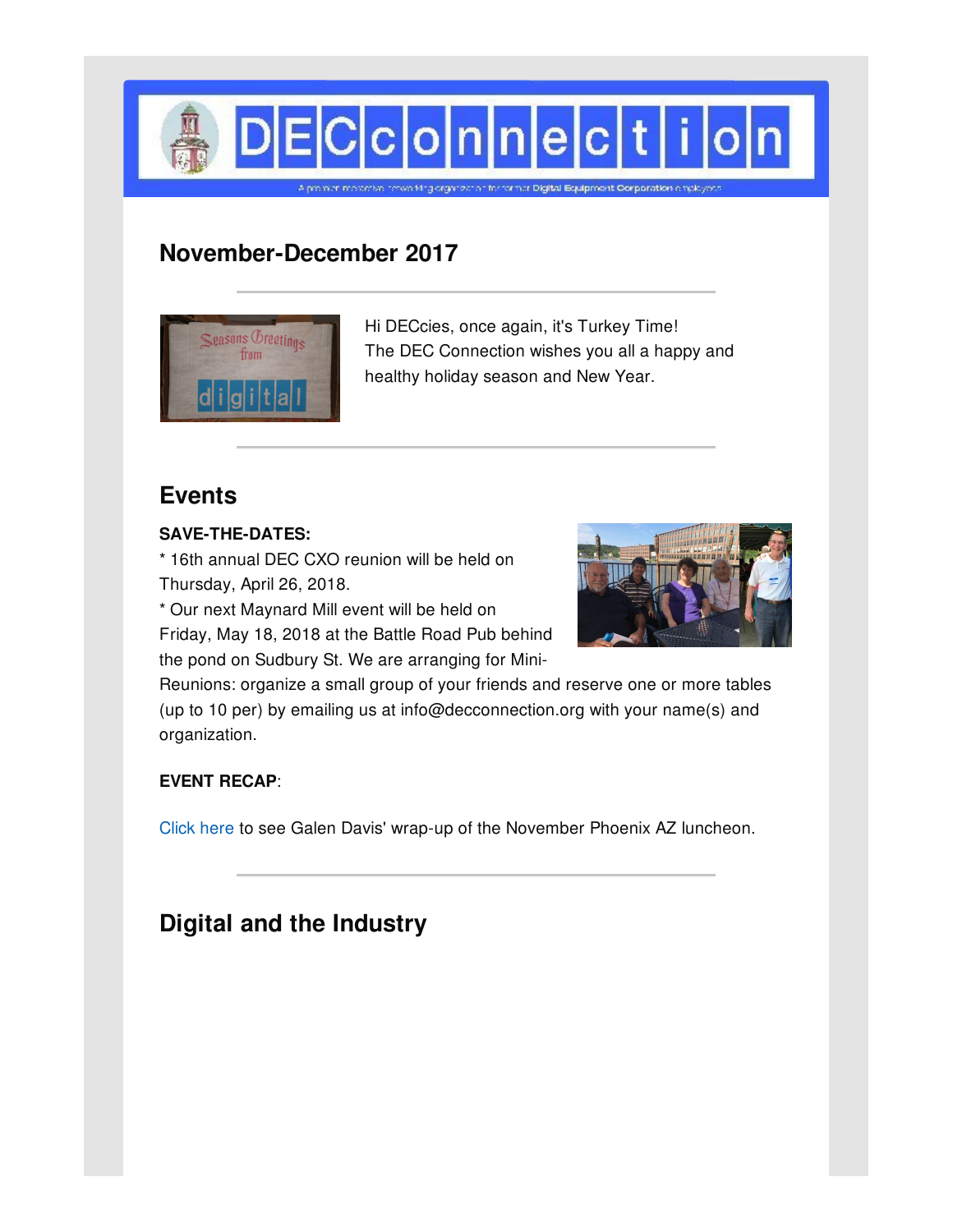# DECconnection

A premier membership networking organization for former Digital Equipment Corporation employees

## November-December 2017

Hi DECcies, once again, it's Turkey Time!
The DEC Connection wishes you all a happy and healthy holiday season and New Year.

## Events

**SAVE-THE-DATES:**

* 16th annual DEC CXO reunion will be held on Thursday, April 26, 2018.
* Our next Maynard Mill event will be held on Friday, May 18, 2018 at the Battle Road Pub behind the pond on Sudbury St. We are arranging for Mini-Reunions: organize a small group of your friends and reserve one or more tables (up to 10 per) by emailing us at info@decconnection.org with your name(s) and organization.

**EVENT RECAP**:

Click here to see Galen Davis' wrap-up of the November Phoenix AZ luncheon.

## Digital and the Industry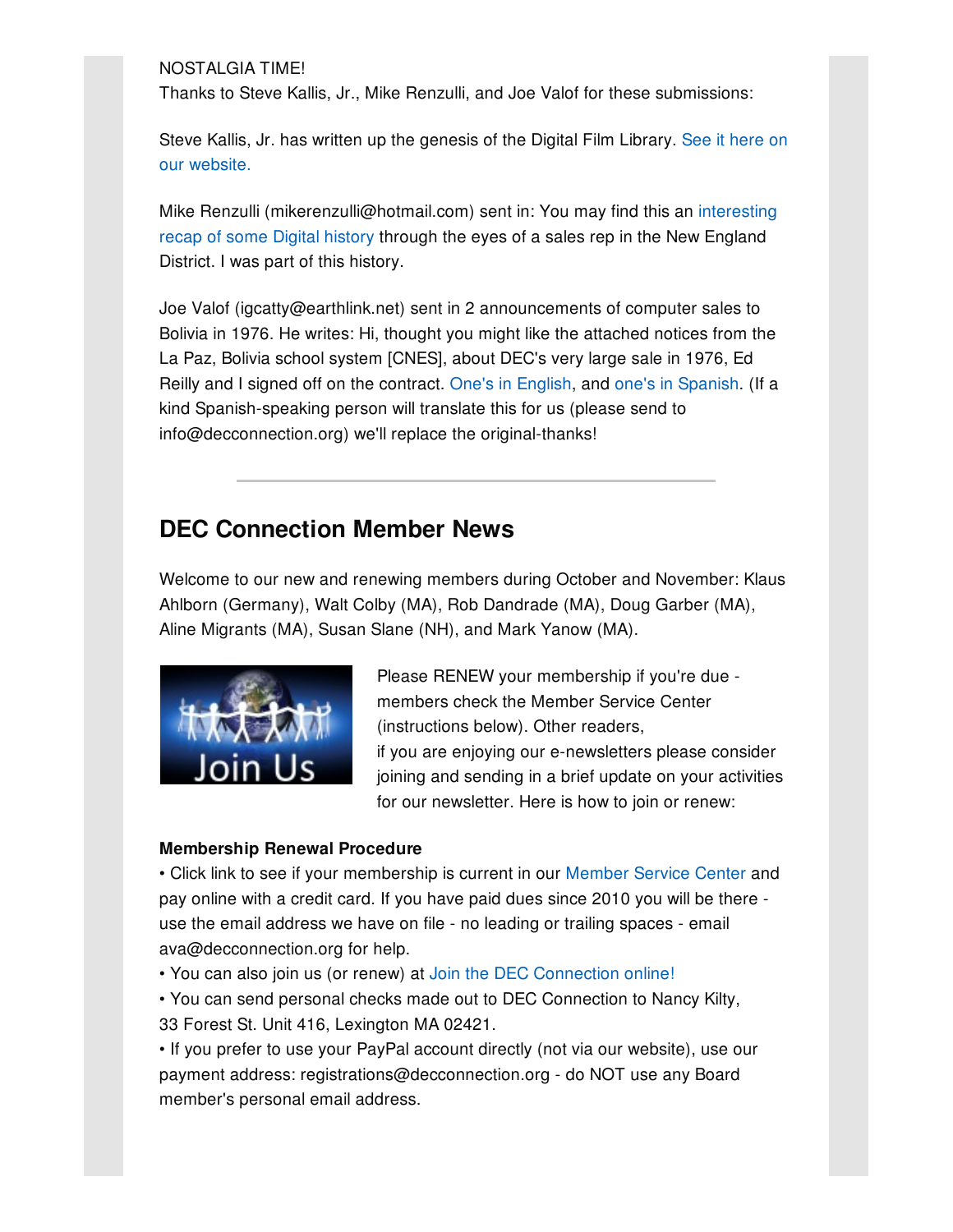NOSTALGIA TIME!

Thanks to Steve Kallis, Jr., Mike Renzulli, and Joe Valof for these submissions:

Steve Kallis, Jr. has written up the genesis of the Digital Film Library. See it here on our website.

Mike Renzulli (mikerenzulli@hotmail.com) sent in: You may find this an interesting recap of some Digital history through the eyes of a sales rep in the New England District. I was part of this history.

Joe Valof (igcatty@earthlink.net) sent in 2 announcements of computer sales to Bolivia in 1976. He writes: Hi, thought you might like the attached notices from the La Paz, Bolivia school system [CNES], about DEC's very large sale in 1976, Ed Reilly and I signed off on the contract. One's in English, and one's in Spanish. (If a kind Spanish-speaking person will translate this for us (please send to info@decconnection.org) we'll replace the original-thanks!

---

## DEC Connection Member News

Welcome to our new and renewing members during October and November: Klaus Ahlborn (Germany), Walt Colby (MA), Rob Dandrade (MA), Doug Garber (MA), Aline Migrants (MA), Susan Slane (NH), and Mark Yanow (MA).

Please RENEW your membership if you're due - members check the Member Service Center (instructions below). Other readers, if you are enjoying our e-newsletters please consider joining and sending in a brief update on your activities for our newsletter. Here is how to join or renew:

**Membership Renewal Procedure**

- Click link to see if your membership is current in our Member Service Center and pay online with a credit card. If you have paid dues since 2010 you will be there - use the email address we have on file - no leading or trailing spaces - email ava@decconnection.org for help.
- You can also join us (or renew) at Join the DEC Connection online!
- You can send personal checks made out to DEC Connection to Nancy Kilty, 33 Forest St. Unit 416, Lexington MA 02421.
- If you prefer to use your PayPal account directly (not via our website), use our payment address: registrations@decconnection.org - do NOT use any Board member's personal email address.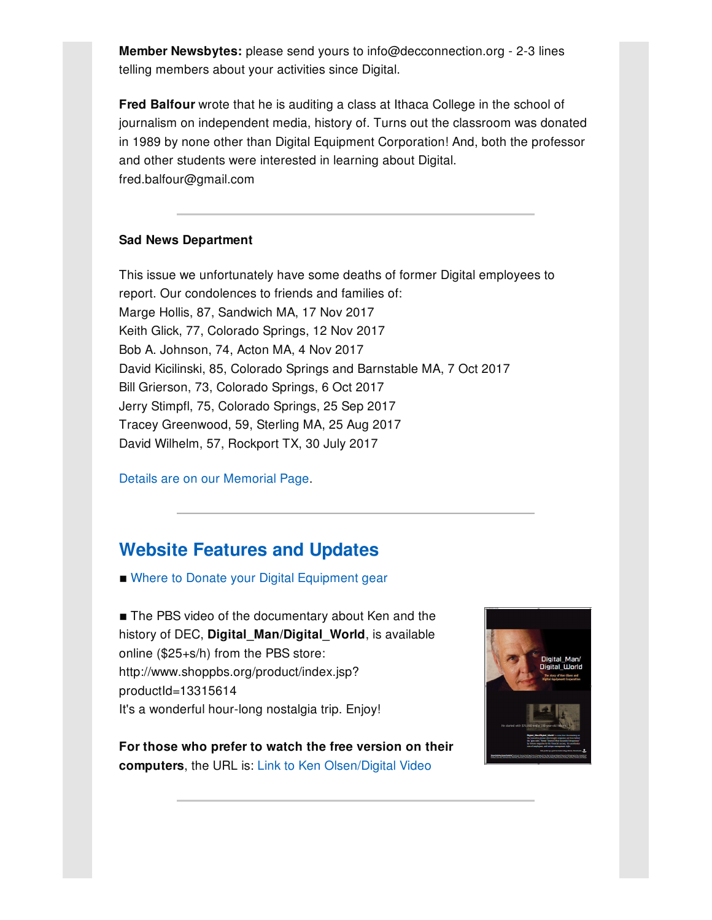**Member Newsbytes:** please send yours to info@decconnection.org - 2-3 lines telling members about your activities since Digital.

**Fred Balfour** wrote that he is auditing a class at Ithaca College in the school of journalism on independent media, history of. Turns out the classroom was donated in 1989 by none other than Digital Equipment Corporation! And, both the professor and other students were interested in learning about Digital.
fred.balfour@gmail.com

---

**Sad News Department**

This issue we unfortunately have some deaths of former Digital employees to report. Our condolences to friends and families of:
Marge Hollis, 87, Sandwich MA, 17 Nov 2017
Keith Glick, 77, Colorado Springs, 12 Nov 2017
Bob A. Johnson, 74, Acton MA, 4 Nov 2017
David Kicilinski, 85, Colorado Springs and Barnstable MA, 7 Oct 2017
Bill Grierson, 73, Colorado Springs, 6 Oct 2017
Jerry Stimpfl, 75, Colorado Springs, 25 Sep 2017
Tracey Greenwood, 59, Sterling MA, 25 Aug 2017
David Wilhelm, 57, Rockport TX, 30 July 2017

Details are on our Memorial Page.

---

## Website Features and Updates

■ Where to Donate your Digital Equipment gear

■ The PBS video of the documentary about Ken and the history of DEC, **Digital_Man/Digital_World**, is available online ($25+s/h) from the PBS store:
http://www.shoppbs.org/product/index.jsp?productId=13315614
It's a wonderful hour-long nostalgia trip. Enjoy!

**For those who prefer to watch the free version on their computers**, the URL is: Link to Ken Olsen/Digital Video

---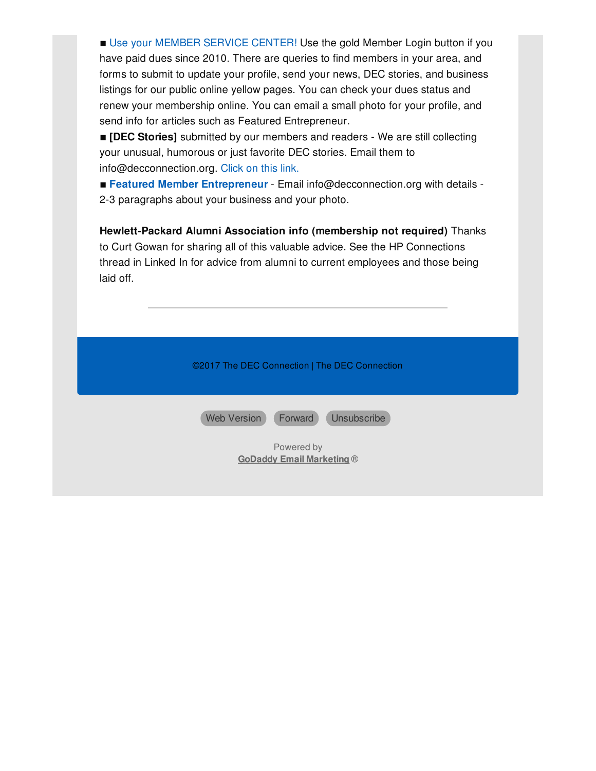■ Use your MEMBER SERVICE CENTER! Use the gold Member Login button if you have paid dues since 2010. There are queries to find members in your area, and forms to submit to update your profile, send your news, DEC stories, and business listings for our public online yellow pages. You can check your dues status and renew your membership online. You can email a small photo for your profile, and send info for articles such as Featured Entrepreneur.

■ **[DEC Stories]** submitted by our members and readers - We are still collecting your unusual, humorous or just favorite DEC stories. Email them to info@decconnection.org. Click on this link.

■ **Featured Member Entrepreneur** - Email info@decconnection.org with details - 2-3 paragraphs about your business and your photo.

**Hewlett-Packard Alumni Association info (membership not required)** Thanks to Curt Gowan for sharing all of this valuable advice. See the HP Connections thread in Linked In for advice from alumni to current employees and those being laid off.

---

©2017 The DEC Connection | The DEC Connection

Web Version Forward Unsubscribe

Powered by
GoDaddy Email Marketing ®